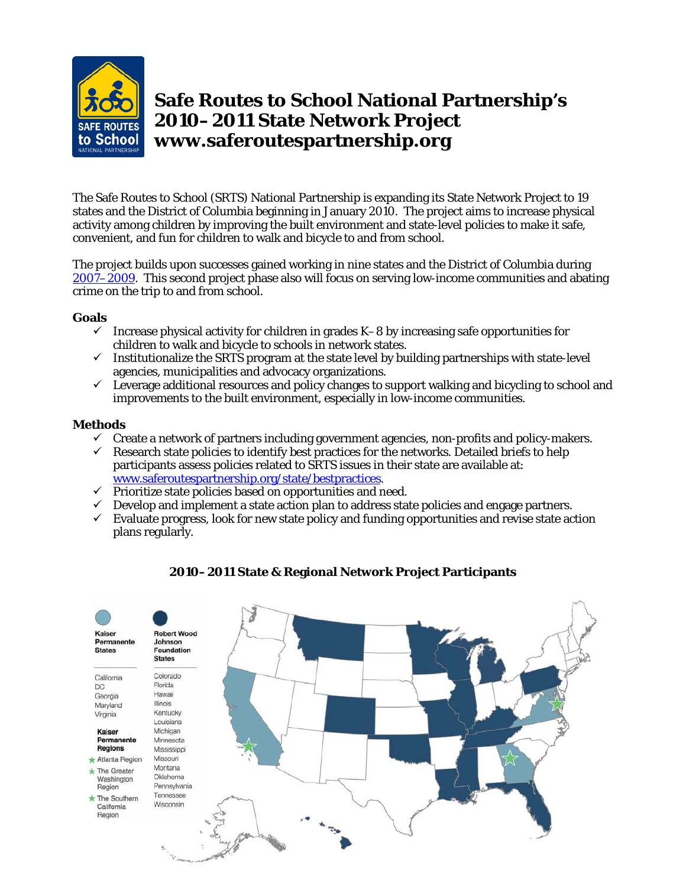# Safe Routes to School National Partnership's 2010–2011 State Network Project www.saferoutespartnership.org

The Safe Routes to School (SRTS) National Partnership is expanding its State Network Project to 19 states and the District of Columbia beginning in January 2010. The project aims to increase physical activity among children by improving the built environment and state-level policies to make it safe, convenient, and fun for children to walk and bicycle to and from school.

The project builds upon successes gained working in nine states and the District of Columbia during 2007–2009. This second project phase also will focus on serving low-income communities and abating crime on the trip to and from school.

**Goals**

- ✓ Increase physical activity for children in grades K–8 by increasing safe opportunities for children to walk and bicycle to schools in network states.
- ✓ Institutionalize the SRTS program at the state level by building partnerships with state-level agencies, municipalities and advocacy organizations.
- ✓ Leverage additional resources and policy changes to support walking and bicycling to school and improvements to the built environment, especially in low-income communities.

**Methods**

- ✓ Create a network of partners including government agencies, non-profits and policy-makers.
- ✓ Research state policies to identify best practices for the networks. Detailed briefs to help participants assess policies related to SRTS issues in their state are available at: www.saferoutespartnership.org/state/bestpractices.
- ✓ Prioritize state policies based on opportunities and need.
- ✓ Develop and implement a state action plan to address state policies and engage partners.
- ✓ Evaluate progress, look for new state policy and funding opportunities and revise state action plans regularly.

**2010–2011 State & Regional Network Project Participants**

| Kaiser Permanente States | Robert Wood Johnson Foundation States |
|---|---|
| California | Colorado |
| DC | Florida |
| Georgia | Hawaii |
| Maryland | Illinois |
| Virginia | Kentucky |
| | Louisiana |
| | Michigan |
| | Minnesota |
| | Mississippi |
| | Missouri |
| | Montana |
| | Oklahoma |
| | Pennsylvania |
| | Tennessee |
| | Wisconsin |

**Kaiser Permanente Regions**

- ★ Atlanta Region
- ★ The Greater Washington Region
- ★ The Southern California Region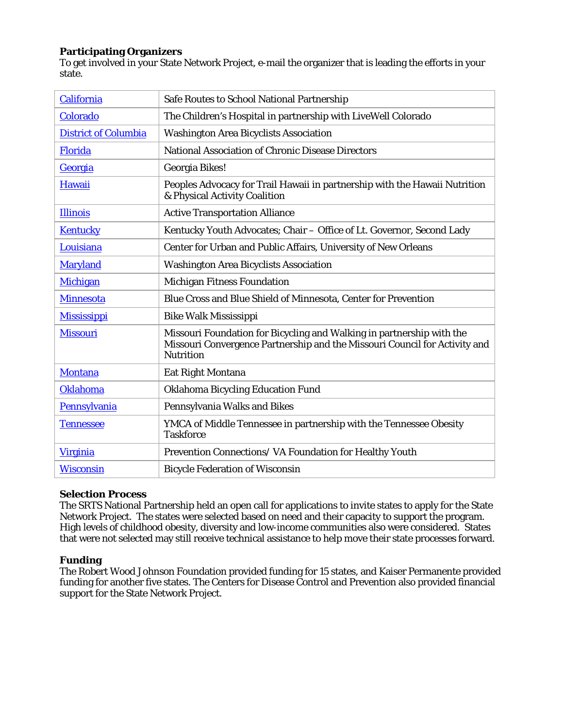**Participating Organizers**
To get involved in your State Network Project, e-mail the organizer that is leading the efforts in your state.

| | |
|---|---|
| California | Safe Routes to School National Partnership |
| Colorado | The Children's Hospital in partnership with LiveWell Colorado |
| District of Columbia | Washington Area Bicyclists Association |
| Florida | National Association of Chronic Disease Directors |
| Georgia | Georgia Bikes! |
| Hawaii | Peoples Advocacy for Trail Hawaii in partnership with the Hawaii Nutrition & Physical Activity Coalition |
| Illinois | Active Transportation Alliance |
| Kentucky | Kentucky Youth Advocates; Chair – Office of Lt. Governor, Second Lady |
| Louisiana | Center for Urban and Public Affairs, University of New Orleans |
| Maryland | Washington Area Bicyclists Association |
| Michigan | Michigan Fitness Foundation |
| Minnesota | Blue Cross and Blue Shield of Minnesota, Center for Prevention |
| Mississippi | Bike Walk Mississippi |
| Missouri | Missouri Foundation for Bicycling and Walking in partnership with the Missouri Convergence Partnership and the Missouri Council for Activity and Nutrition |
| Montana | Eat Right Montana |
| Oklahoma | Oklahoma Bicycling Education Fund |
| Pennsylvania | Pennsylvania Walks and Bikes |
| Tennessee | YMCA of Middle Tennessee in partnership with the Tennessee Obesity Taskforce |
| Virginia | Prevention Connections/ VA Foundation for Healthy Youth |
| Wisconsin | Bicycle Federation of Wisconsin |

**Selection Process**
The SRTS National Partnership held an open call for applications to invite states to apply for the State Network Project. The states were selected based on need and their capacity to support the program. High levels of childhood obesity, diversity and low-income communities also were considered. States that were not selected may still receive technical assistance to help move their state processes forward.

**Funding**
The Robert Wood Johnson Foundation provided funding for 15 states, and Kaiser Permanente provided funding for another five states. The Centers for Disease Control and Prevention also provided financial support for the State Network Project.